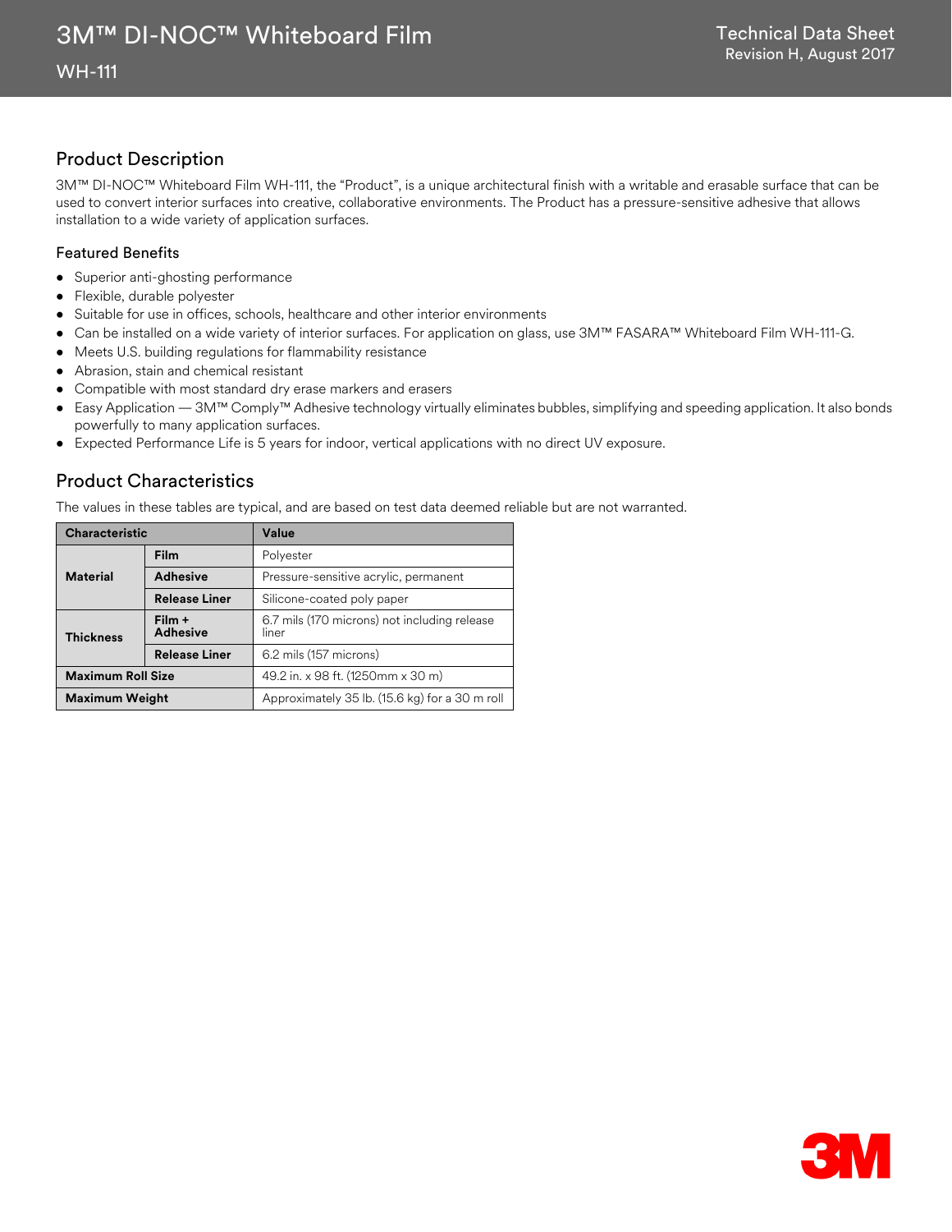# 3M™ DI-NOC™ Whiteboard Film

WH-111

Technical Data Sheet
Revision H, August 2017

## Product Description

3M™ DI-NOC™ Whiteboard Film WH-111, the "Product", is a unique architectural finish with a writable and erasable surface that can be used to convert interior surfaces into creative, collaborative environments. The Product has a pressure-sensitive adhesive that allows installation to a wide variety of application surfaces.

### Featured Benefits

- Superior anti-ghosting performance
- Flexible, durable polyester
- Suitable for use in offices, schools, healthcare and other interior environments
- Can be installed on a wide variety of interior surfaces. For application on glass, use 3M™ FASARA™ Whiteboard Film WH-111-G.
- Meets U.S. building regulations for flammability resistance
- Abrasion, stain and chemical resistant
- Compatible with most standard dry erase markers and erasers
- Easy Application — 3M™ Comply™ Adhesive technology virtually eliminates bubbles, simplifying and speeding application. It also bonds powerfully to many application surfaces.
- Expected Performance Life is 5 years for indoor, vertical applications with no direct UV exposure.

## Product Characteristics

The values in these tables are typical, and are based on test data deemed reliable but are not warranted.

| Characteristic | | Value |
|---|---|---|
| **Material** | **Film** | Polyester |
| | **Adhesive** | Pressure-sensitive acrylic, permanent |
| | **Release Liner** | Silicone-coated poly paper |
| **Thickness** | **Film + Adhesive** | 6.7 mils (170 microns) not including release liner |
| | **Release Liner** | 6.2 mils (157 microns) |
| **Maximum Roll Size** | | 49.2 in. x 98 ft. (1250mm x 30 m) |
| **Maximum Weight** | | Approximately 35 lb. (15.6 kg) for a 30 m roll |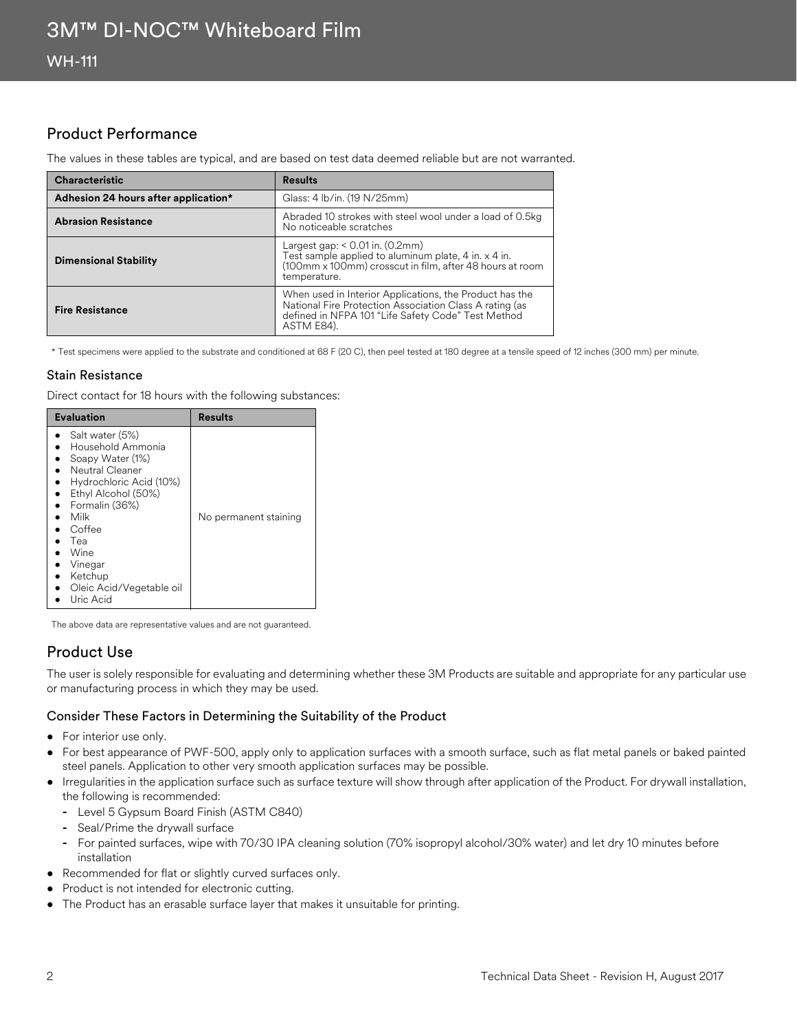# 3M™ DI-NOC™ Whiteboard Film

## WH-111

## Product Performance

The values in these tables are typical, and are based on test data deemed reliable but are not warranted.

| Characteristic | Results |
| --- | --- |
| **Adhesion 24 hours after application*** | Glass: 4 lb/in. (19 N/25mm) |
| **Abrasion Resistance** | Abraded 10 strokes with steel wool under a load of 0.5kg No noticeable scratches |
| **Dimensional Stability** | Largest gap: < 0.01 in. (0.2mm) Test sample applied to aluminum plate, 4 in. x 4 in. (100mm x 100mm) crosscut in film, after 48 hours at room temperature. |
| **Fire Resistance** | When used in Interior Applications, the Product has the National Fire Protection Association Class A rating (as defined in NFPA 101 "Life Safety Code" Test Method ASTM E84). |

* Test specimens were applied to the substrate and conditioned at 68 F (20 C), then peel tested at 180 degree at a tensile speed of 12 inches (300 mm) per minute.

### Stain Resistance

Direct contact for 18 hours with the following substances:

| Evaluation | Results |
| --- | --- |
| • Salt water (5%)<br>• Household Ammonia<br>• Soapy Water (1%)<br>• Neutral Cleaner<br>• Hydrochloric Acid (10%)<br>• Ethyl Alcohol (50%)<br>• Formalin (36%)<br>• Milk<br>• Coffee<br>• Tea<br>• Wine<br>• Vinegar<br>• Ketchup<br>• Oleic Acid/Vegetable oil<br>• Uric Acid | No permanent staining |

The above data are representative values and are not guaranteed.

## Product Use

The user is solely responsible for evaluating and determining whether these 3M Products are suitable and appropriate for any particular use or manufacturing process in which they may be used.

### Consider These Factors in Determining the Suitability of the Product

- For interior use only.
- For best appearance of PWF-500, apply only to application surfaces with a smooth surface, such as flat metal panels or baked painted steel panels. Application to other very smooth application surfaces may be possible.
- Irregularities in the application surface such as surface texture will show through after application of the Product. For drywall installation, the following is recommended:
  - Level 5 Gypsum Board Finish (ASTM C840)
  - Seal/Prime the drywall surface
  - For painted surfaces, wipe with 70/30 IPA cleaning solution (70% isopropyl alcohol/30% water) and let dry 10 minutes before installation
- Recommended for flat or slightly curved surfaces only.
- Product is not intended for electronic cutting.
- The Product has an erasable surface layer that makes it unsuitable for printing.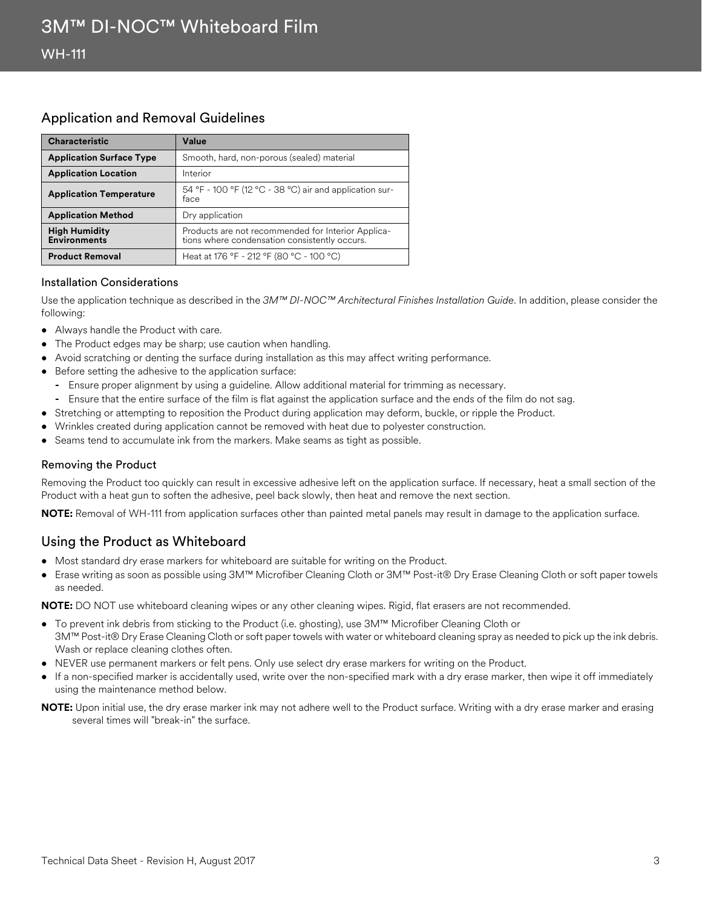## Application and Removal Guidelines

| Characteristic | Value |
|---|---|
| **Application Surface Type** | Smooth, hard, non-porous (sealed) material |
| **Application Location** | Interior |
| **Application Temperature** | 54 °F - 100 °F (12 °C - 38 °C) air and application surface |
| **Application Method** | Dry application |
| **High Humidity Environments** | Products are not recommended for Interior Applications where condensation consistently occurs. |
| **Product Removal** | Heat at 176 °F - 212 °F (80 °C - 100 °C) |

### Installation Considerations

Use the application technique as described in the *3M™ DI-NOC™ Architectural Finishes Installation Guide*. In addition, please consider the following:

- Always handle the Product with care.
- The Product edges may be sharp; use caution when handling.
- Avoid scratching or denting the surface during installation as this may affect writing performance.
- Before setting the adhesive to the application surface:
  - Ensure proper alignment by using a guideline. Allow additional material for trimming as necessary.
  - Ensure that the entire surface of the film is flat against the application surface and the ends of the film do not sag.
- Stretching or attempting to reposition the Product during application may deform, buckle, or ripple the Product.
- Wrinkles created during application cannot be removed with heat due to polyester construction.
- Seams tend to accumulate ink from the markers. Make seams as tight as possible.

### Removing the Product

Removing the Product too quickly can result in excessive adhesive left on the application surface. If necessary, heat a small section of the Product with a heat gun to soften the adhesive, peel back slowly, then heat and remove the next section.

**NOTE:** Removal of WH-111 from application surfaces other than painted metal panels may result in damage to the application surface.

## Using the Product as Whiteboard

- Most standard dry erase markers for whiteboard are suitable for writing on the Product.
- Erase writing as soon as possible using 3M™ Microfiber Cleaning Cloth or 3M™ Post-it® Dry Erase Cleaning Cloth or soft paper towels as needed.

**NOTE:** DO NOT use whiteboard cleaning wipes or any other cleaning wipes. Rigid, flat erasers are not recommended.

- To prevent ink debris from sticking to the Product (i.e. ghosting), use 3M™ Microfiber Cleaning Cloth or 3M™ Post-it® Dry Erase Cleaning Cloth or soft paper towels with water or whiteboard cleaning spray as needed to pick up the ink debris. Wash or replace cleaning clothes often.
- NEVER use permanent markers or felt pens. Only use select dry erase markers for writing on the Product.
- If a non-specified marker is accidentally used, write over the non-specified mark with a dry erase marker, then wipe it off immediately using the maintenance method below.

**NOTE:** Upon initial use, the dry erase marker ink may not adhere well to the Product surface. Writing with a dry erase marker and erasing several times will "break-in" the surface.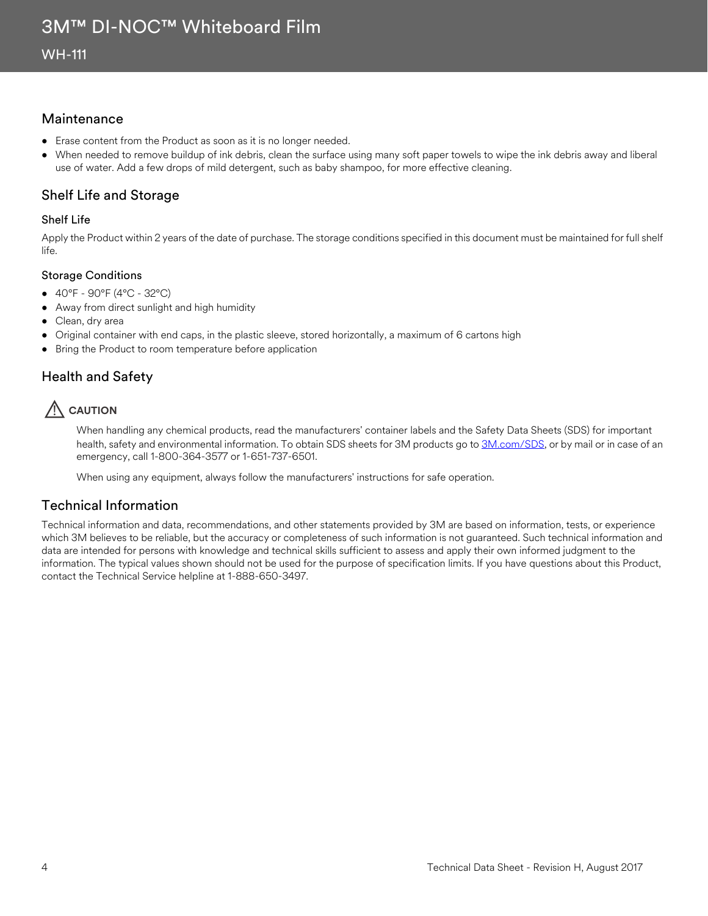## Maintenance

- Erase content from the Product as soon as it is no longer needed.
- When needed to remove buildup of ink debris, clean the surface using many soft paper towels to wipe the ink debris away and liberal use of water. Add a few drops of mild detergent, such as baby shampoo, for more effective cleaning.

## Shelf Life and Storage

### Shelf Life

Apply the Product within 2 years of the date of purchase. The storage conditions specified in this document must be maintained for full shelf life.

### Storage Conditions

- 40°F - 90°F (4°C - 32°C)
- Away from direct sunlight and high humidity
- Clean, dry area
- Original container with end caps, in the plastic sleeve, stored horizontally, a maximum of 6 cartons high
- Bring the Product to room temperature before application

## Health and Safety

⚠ **CAUTION**

When handling any chemical products, read the manufacturers' container labels and the Safety Data Sheets (SDS) for important health, safety and environmental information. To obtain SDS sheets for 3M products go to 3M.com/SDS, or by mail or in case of an emergency, call 1-800-364-3577 or 1-651-737-6501.

When using any equipment, always follow the manufacturers' instructions for safe operation.

## Technical Information

Technical information and data, recommendations, and other statements provided by 3M are based on information, tests, or experience which 3M believes to be reliable, but the accuracy or completeness of such information is not guaranteed. Such technical information and data are intended for persons with knowledge and technical skills sufficient to assess and apply their own informed judgment to the information. The typical values shown should not be used for the purpose of specification limits. If you have questions about this Product, contact the Technical Service helpline at 1-888-650-3497.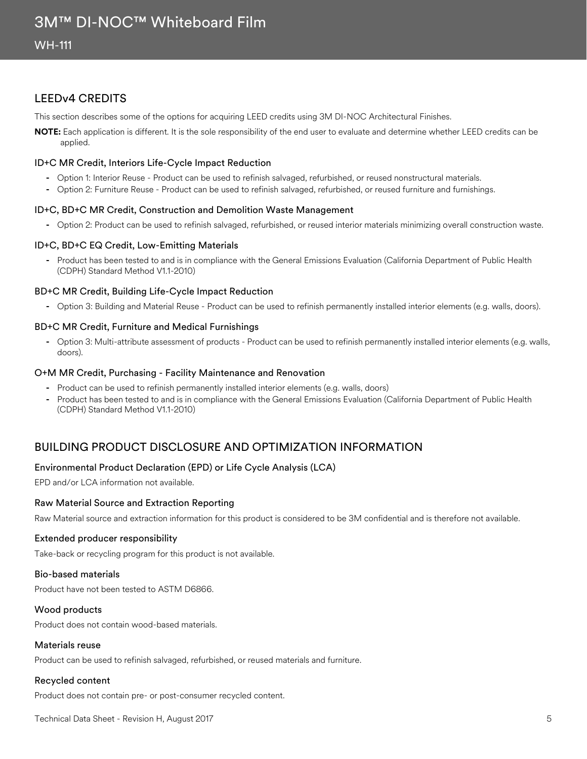## LEEDv4 CREDITS

This section describes some of the options for acquiring LEED credits using 3M DI-NOC Architectural Finishes.

**NOTE:** Each application is different. It is the sole responsibility of the end user to evaluate and determine whether LEED credits can be applied.

### ID+C MR Credit, Interiors Life-Cycle Impact Reduction

- Option 1: Interior Reuse - Product can be used to refinish salvaged, refurbished, or reused nonstructural materials.
- Option 2: Furniture Reuse - Product can be used to refinish salvaged, refurbished, or reused furniture and furnishings.

### ID+C, BD+C MR Credit, Construction and Demolition Waste Management

- Option 2: Product can be used to refinish salvaged, refurbished, or reused interior materials minimizing overall construction waste.

### ID+C, BD+C EQ Credit, Low-Emitting Materials

- Product has been tested to and is in compliance with the General Emissions Evaluation (California Department of Public Health (CDPH) Standard Method V1.1-2010)

### BD+C MR Credit, Building Life-Cycle Impact Reduction

- Option 3: Building and Material Reuse - Product can be used to refinish permanently installed interior elements (e.g. walls, doors).

### BD+C MR Credit, Furniture and Medical Furnishings

- Option 3: Multi-attribute assessment of products - Product can be used to refinish permanently installed interior elements (e.g. walls, doors).

### O+M MR Credit, Purchasing - Facility Maintenance and Renovation

- Product can be used to refinish permanently installed interior elements (e.g. walls, doors)
- Product has been tested to and is in compliance with the General Emissions Evaluation (California Department of Public Health (CDPH) Standard Method V1.1-2010)

## BUILDING PRODUCT DISCLOSURE AND OPTIMIZATION INFORMATION

### Environmental Product Declaration (EPD) or Life Cycle Analysis (LCA)

EPD and/or LCA information not available.

### Raw Material Source and Extraction Reporting

Raw Material source and extraction information for this product is considered to be 3M confidential and is therefore not available.

### Extended producer responsibility

Take-back or recycling program for this product is not available.

### Bio-based materials

Product have not been tested to ASTM D6866.

### Wood products

Product does not contain wood-based materials.

### Materials reuse

Product can be used to refinish salvaged, refurbished, or reused materials and furniture.

### Recycled content

Product does not contain pre- or post-consumer recycled content.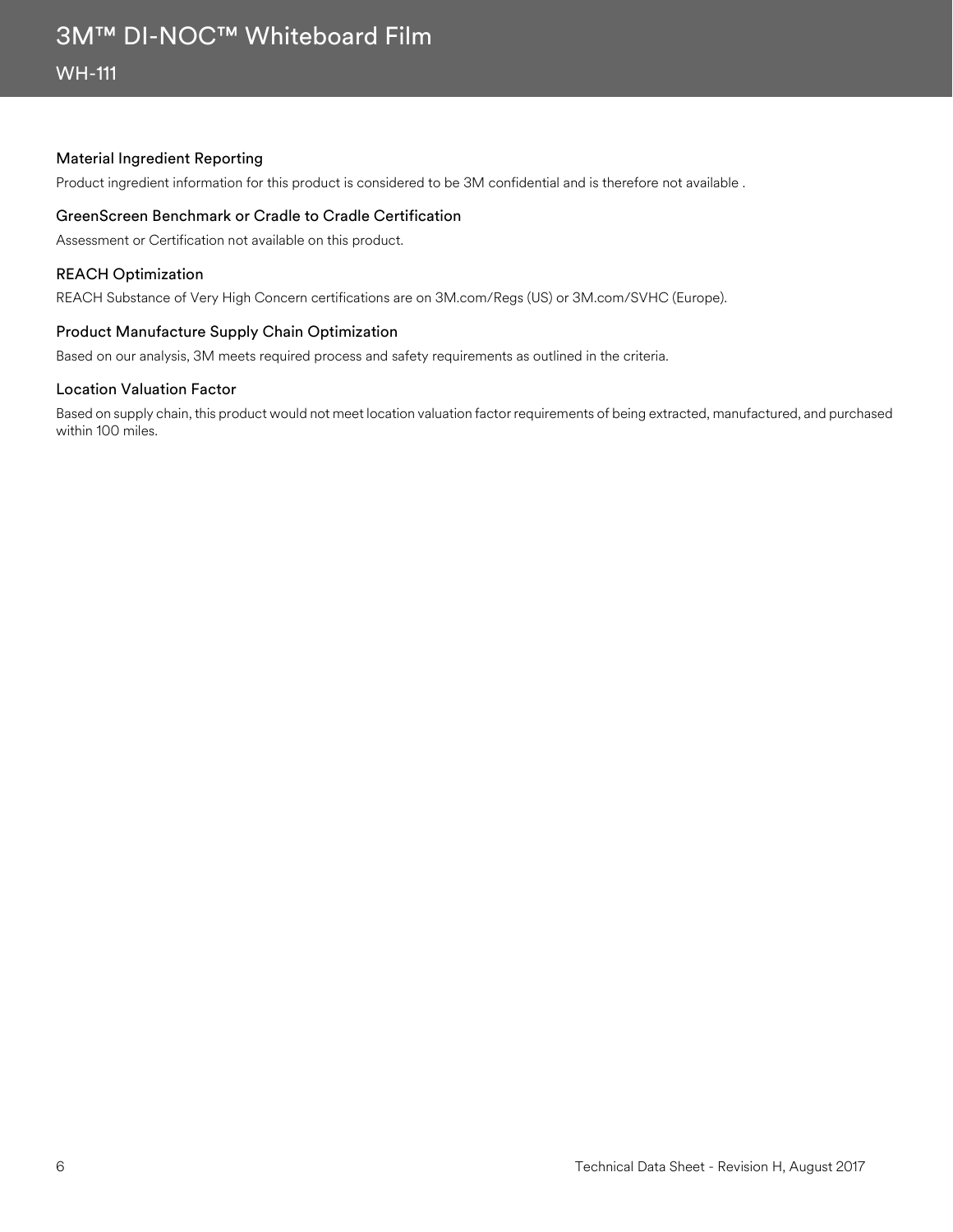### Material Ingredient Reporting

Product ingredient information for this product is considered to be 3M confidential and is therefore not available .

### GreenScreen Benchmark or Cradle to Cradle Certification

Assessment or Certification not available on this product.

### REACH Optimization

REACH Substance of Very High Concern certifications are on 3M.com/Regs (US) or 3M.com/SVHC (Europe).

### Product Manufacture Supply Chain Optimization

Based on our analysis, 3M meets required process and safety requirements as outlined in the criteria.

### Location Valuation Factor

Based on supply chain, this product would not meet location valuation factor requirements of being extracted, manufactured, and purchased within 100 miles.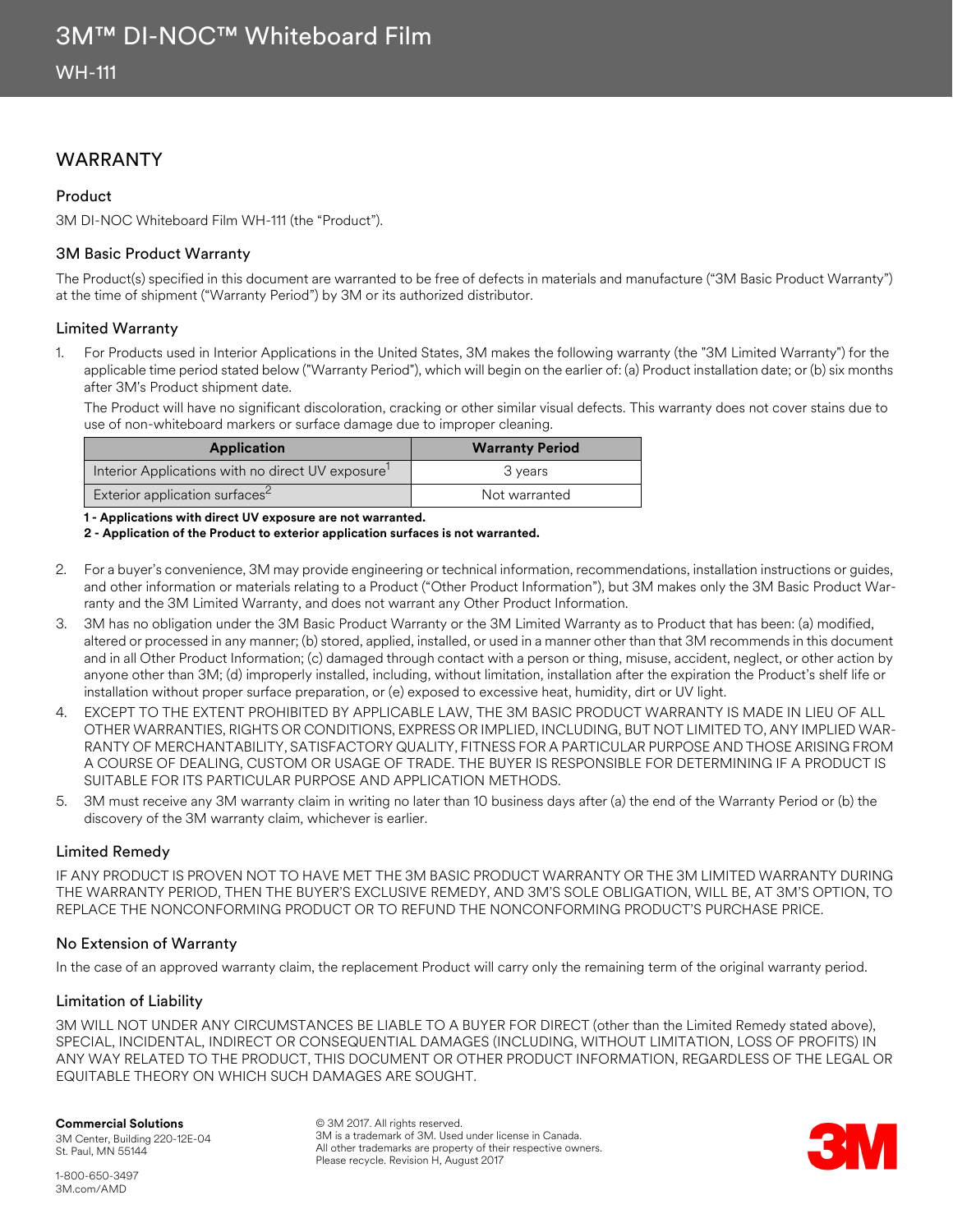# 3M™ DI-NOC™ Whiteboard Film

WH-111

## WARRANTY

### Product

3M DI-NOC Whiteboard Film WH-111 (the "Product").

### 3M Basic Product Warranty

The Product(s) specified in this document are warranted to be free of defects in materials and manufacture ("3M Basic Product Warranty") at the time of shipment ("Warranty Period") by 3M or its authorized distributor.

### Limited Warranty

1. For Products used in Interior Applications in the United States, 3M makes the following warranty (the "3M Limited Warranty") for the applicable time period stated below ("Warranty Period"), which will begin on the earlier of: (a) Product installation date; or (b) six months after 3M's Product shipment date.

   The Product will have no significant discoloration, cracking or other similar visual defects. This warranty does not cover stains due to use of non-whiteboard markers or surface damage due to improper cleaning.

   | Application | Warranty Period |
   | --- | --- |
   | Interior Applications with no direct UV exposure[1] | 3 years |
   | Exterior application surfaces[2] | Not warranted |

   **1 - Applications with direct UV exposure are not warranted.**

   **2 - Application of the Product to exterior application surfaces is not warranted.**

2. For a buyer's convenience, 3M may provide engineering or technical information, recommendations, installation instructions or guides, and other information or materials relating to a Product ("Other Product Information"), but 3M makes only the 3M Basic Product Warranty and the 3M Limited Warranty, and does not warrant any Other Product Information.
3. 3M has no obligation under the 3M Basic Product Warranty or the 3M Limited Warranty as to Product that has been: (a) modified, altered or processed in any manner; (b) stored, applied, installed, or used in a manner other than that 3M recommends in this document and in all Other Product Information; (c) damaged through contact with a person or thing, misuse, accident, neglect, or other action by anyone other than 3M; (d) improperly installed, including, without limitation, installation after the expiration the Product's shelf life or installation without proper surface preparation, or (e) exposed to excessive heat, humidity, dirt or UV light.
4. EXCEPT TO THE EXTENT PROHIBITED BY APPLICABLE LAW, THE 3M BASIC PRODUCT WARRANTY IS MADE IN LIEU OF ALL OTHER WARRANTIES, RIGHTS OR CONDITIONS, EXPRESS OR IMPLIED, INCLUDING, BUT NOT LIMITED TO, ANY IMPLIED WARRANTY OF MERCHANTABILITY, SATISFACTORY QUALITY, FITNESS FOR A PARTICULAR PURPOSE AND THOSE ARISING FROM A COURSE OF DEALING, CUSTOM OR USAGE OF TRADE. THE BUYER IS RESPONSIBLE FOR DETERMINING IF A PRODUCT IS SUITABLE FOR ITS PARTICULAR PURPOSE AND APPLICATION METHODS.
5. 3M must receive any 3M warranty claim in writing no later than 10 business days after (a) the end of the Warranty Period or (b) the discovery of the 3M warranty claim, whichever is earlier.

### Limited Remedy

IF ANY PRODUCT IS PROVEN NOT TO HAVE MET THE 3M BASIC PRODUCT WARRANTY OR THE 3M LIMITED WARRANTY DURING THE WARRANTY PERIOD, THEN THE BUYER'S EXCLUSIVE REMEDY, AND 3M'S SOLE OBLIGATION, WILL BE, AT 3M'S OPTION, TO REPLACE THE NONCONFORMING PRODUCT OR TO REFUND THE NONCONFORMING PRODUCT'S PURCHASE PRICE.

### No Extension of Warranty

In the case of an approved warranty claim, the replacement Product will carry only the remaining term of the original warranty period.

### Limitation of Liability

3M WILL NOT UNDER ANY CIRCUMSTANCES BE LIABLE TO A BUYER FOR DIRECT (other than the Limited Remedy stated above), SPECIAL, INCIDENTAL, INDIRECT OR CONSEQUENTIAL DAMAGES (INCLUDING, WITHOUT LIMITATION, LOSS OF PROFITS) IN ANY WAY RELATED TO THE PRODUCT, THIS DOCUMENT OR OTHER PRODUCT INFORMATION, REGARDLESS OF THE LEGAL OR EQUITABLE THEORY ON WHICH SUCH DAMAGES ARE SOUGHT.

**Commercial Solutions**
3M Center, Building 220-12E-04
St. Paul, MN 55144

1-800-650-3497
3M.com/AMD

© 3M 2017. All rights reserved.
3M is a trademark of 3M. Used under license in Canada.
All other trademarks are property of their respective owners.
Please recycle. Revision H, August 2017